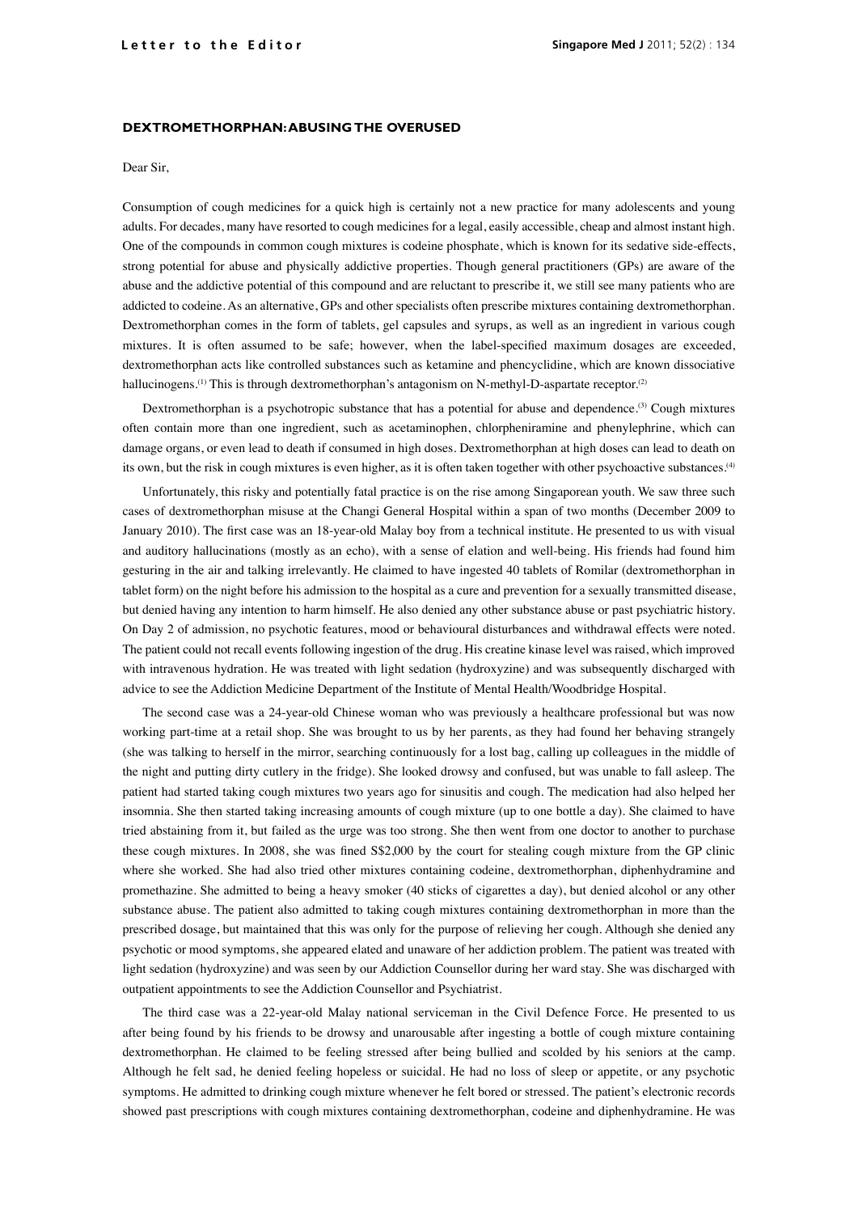Letter to the Editor

## DEXTROMETHORPHAN: ABUSING THE OVERUSED

Dear Sir,

Consumption of cough medicines for a quick high is certainly not a new practice for many adolescents and young adults. For decades, many have resorted to cough medicines for a legal, easily accessible, cheap and almost instant high. One of the compounds in common cough mixtures is codeine phosphate, which is known for its sedative side-effects, strong potential for abuse and physically addictive properties. Though general practitioners (GPs) are aware of the abuse and the addictive potential of this compound and are reluctant to prescribe it, we still see many patients who are addicted to codeine. As an alternative, GPs and other specialists often prescribe mixtures containing dextromethorphan. Dextromethorphan comes in the form of tablets, gel capsules and syrups, as well as an ingredient in various cough mixtures. It is often assumed to be safe; however, when the label-specified maximum dosages are exceeded, dextromethorphan acts like controlled substances such as ketamine and phencyclidine, which are known dissociative hallucinogens.[1] This is through dextromethorphan's antagonism on N-methyl-D-aspartate receptor.[2]

Dextromethorphan is a psychotropic substance that has a potential for abuse and dependence.[3] Cough mixtures often contain more than one ingredient, such as acetaminophen, chlorpheniramine and phenylephrine, which can damage organs, or even lead to death if consumed in high doses. Dextromethorphan at high doses can lead to death on its own, but the risk in cough mixtures is even higher, as it is often taken together with other psychoactive substances.[4]

Unfortunately, this risky and potentially fatal practice is on the rise among Singaporean youth. We saw three such cases of dextromethorphan misuse at the Changi General Hospital within a span of two months (December 2009 to January 2010). The first case was an 18-year-old Malay boy from a technical institute. He presented to us with visual and auditory hallucinations (mostly as an echo), with a sense of elation and well-being. His friends had found him gesturing in the air and talking irrelevantly. He claimed to have ingested 40 tablets of Romilar (dextromethorphan in tablet form) on the night before his admission to the hospital as a cure and prevention for a sexually transmitted disease, but denied having any intention to harm himself. He also denied any other substance abuse or past psychiatric history. On Day 2 of admission, no psychotic features, mood or behavioural disturbances and withdrawal effects were noted. The patient could not recall events following ingestion of the drug. His creatine kinase level was raised, which improved with intravenous hydration. He was treated with light sedation (hydroxyzine) and was subsequently discharged with advice to see the Addiction Medicine Department of the Institute of Mental Health/Woodbridge Hospital.

The second case was a 24-year-old Chinese woman who was previously a healthcare professional but was now working part-time at a retail shop. She was brought to us by her parents, as they had found her behaving strangely (she was talking to herself in the mirror, searching continuously for a lost bag, calling up colleagues in the middle of the night and putting dirty cutlery in the fridge). She looked drowsy and confused, but was unable to fall asleep. The patient had started taking cough mixtures two years ago for sinusitis and cough. The medication had also helped her insomnia. She then started taking increasing amounts of cough mixture (up to one bottle a day). She claimed to have tried abstaining from it, but failed as the urge was too strong. She then went from one doctor to another to purchase these cough mixtures. In 2008, she was fined S$2,000 by the court for stealing cough mixture from the GP clinic where she worked. She had also tried other mixtures containing codeine, dextromethorphan, diphenhydramine and promethazine. She admitted to being a heavy smoker (40 sticks of cigarettes a day), but denied alcohol or any other substance abuse. The patient also admitted to taking cough mixtures containing dextromethorphan in more than the prescribed dosage, but maintained that this was only for the purpose of relieving her cough. Although she denied any psychotic or mood symptoms, she appeared elated and unaware of her addiction problem. The patient was treated with light sedation (hydroxyzine) and was seen by our Addiction Counsellor during her ward stay. She was discharged with outpatient appointments to see the Addiction Counsellor and Psychiatrist.

The third case was a 22-year-old Malay national serviceman in the Civil Defence Force. He presented to us after being found by his friends to be drowsy and unarousable after ingesting a bottle of cough mixture containing dextromethorphan. He claimed to be feeling stressed after being bullied and scolded by his seniors at the camp. Although he felt sad, he denied feeling hopeless or suicidal. He had no loss of sleep or appetite, or any psychotic symptoms. He admitted to drinking cough mixture whenever he felt bored or stressed. The patient's electronic records showed past prescriptions with cough mixtures containing dextromethorphan, codeine and diphenhydramine. He was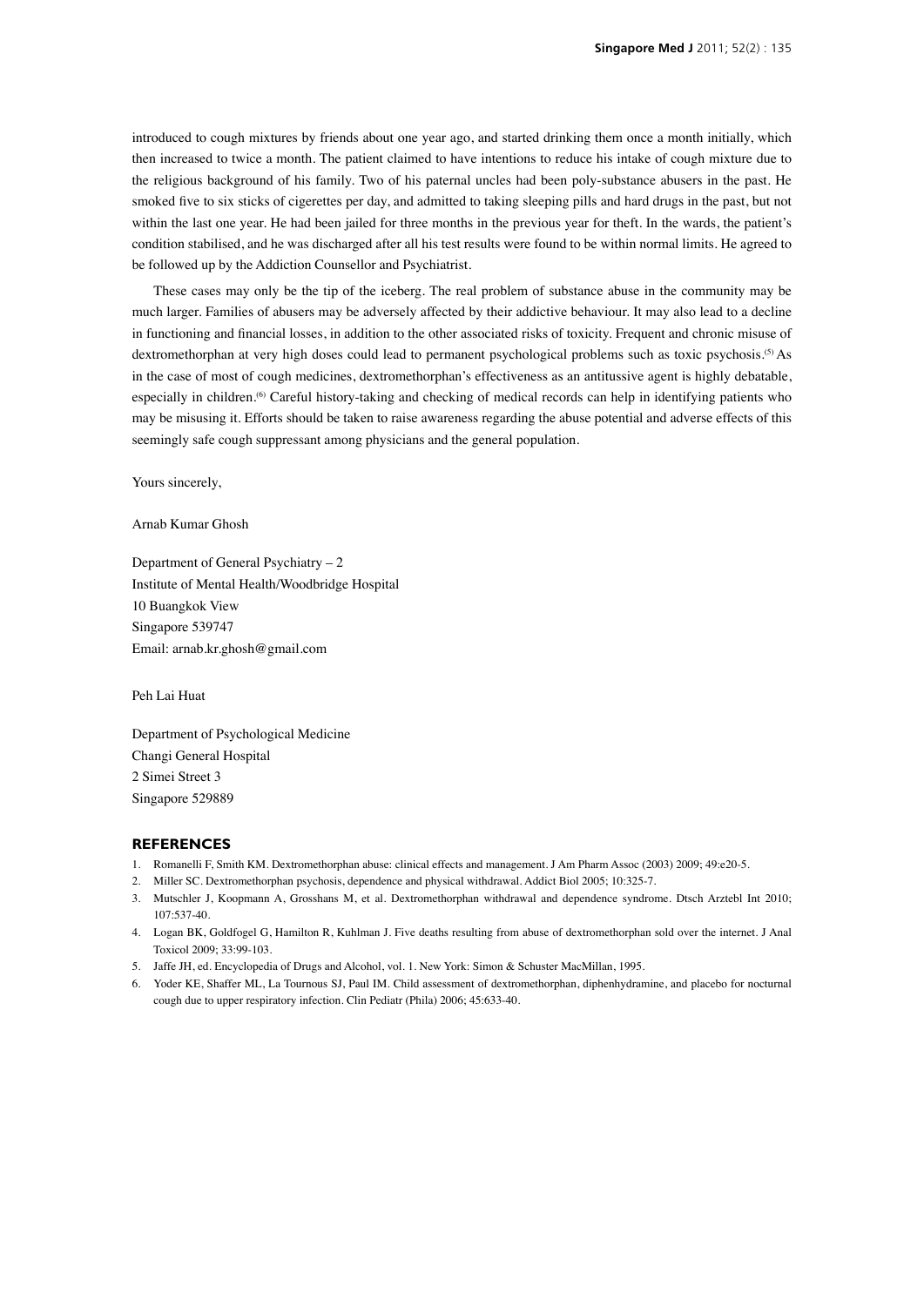introduced to cough mixtures by friends about one year ago, and started drinking them once a month initially, which then increased to twice a month. The patient claimed to have intentions to reduce his intake of cough mixture due to the religious background of his family. Two of his paternal uncles had been poly-substance abusers in the past. He smoked five to six sticks of cigerettes per day, and admitted to taking sleeping pills and hard drugs in the past, but not within the last one year. He had been jailed for three months in the previous year for theft. In the wards, the patient's condition stabilised, and he was discharged after all his test results were found to be within normal limits. He agreed to be followed up by the Addiction Counsellor and Psychiatrist.

These cases may only be the tip of the iceberg. The real problem of substance abuse in the community may be much larger. Families of abusers may be adversely affected by their addictive behaviour. It may also lead to a decline in functioning and financial losses, in addition to the other associated risks of toxicity. Frequent and chronic misuse of dextromethorphan at very high doses could lead to permanent psychological problems such as toxic psychosis.[5] As in the case of most of cough medicines, dextromethorphan's effectiveness as an antitussive agent is highly debatable, especially in children.[6] Careful history-taking and checking of medical records can help in identifying patients who may be misusing it. Efforts should be taken to raise awareness regarding the abuse potential and adverse effects of this seemingly safe cough suppressant among physicians and the general population.

Yours sincerely,

Arnab Kumar Ghosh

Department of General Psychiatry – 2
Institute of Mental Health/Woodbridge Hospital
10 Buangkok View
Singapore 539747
Email: arnab.kr.ghosh@gmail.com

Peh Lai Huat

Department of Psychological Medicine
Changi General Hospital
2 Simei Street 3
Singapore 529889

## REFERENCES

1. Romanelli F, Smith KM. Dextromethorphan abuse: clinical effects and management. J Am Pharm Assoc (2003) 2009; 49:e20-5.
2. Miller SC. Dextromethorphan psychosis, dependence and physical withdrawal. Addict Biol 2005; 10:325-7.
3. Mutschler J, Koopmann A, Grosshans M, et al. Dextromethorphan withdrawal and dependence syndrome. Dtsch Arztebl Int 2010; 107:537-40.
4. Logan BK, Goldfogel G, Hamilton R, Kuhlman J. Five deaths resulting from abuse of dextromethorphan sold over the internet. J Anal Toxicol 2009; 33:99-103.
5. Jaffe JH, ed. Encyclopedia of Drugs and Alcohol, vol. 1. New York: Simon & Schuster MacMillan, 1995.
6. Yoder KE, Shaffer ML, La Tournous SJ, Paul IM. Child assessment of dextromethorphan, diphenhydramine, and placebo for nocturnal cough due to upper respiratory infection. Clin Pediatr (Phila) 2006; 45:633-40.